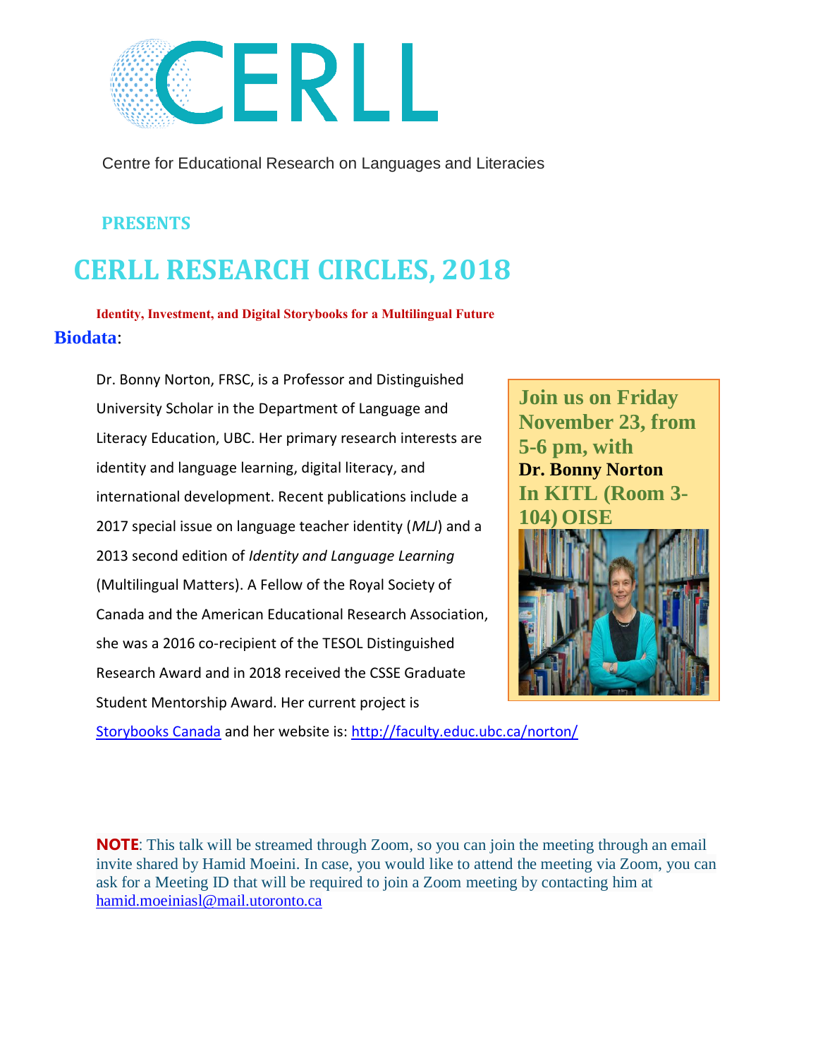# CERLL

Centre for Educational Research on Languages and Literacies

**PRESENTS**

# CERLL RESEARCH CIRCLES, 2018

**Identity, Investment, and Digital Storybooks for a Multilingual Future**

## Biodata:

Dr. Bonny Norton, FRSC, is a Professor and Distinguished University Scholar in the Department of Language and Literacy Education, UBC. Her primary research interests are identity and language learning, digital literacy, and international development. Recent publications include a 2017 special issue on language teacher identity (*MLJ*) and a 2013 second edition of *Identity and Language Learning* (Multilingual Matters). A Fellow of the Royal Society of Canada and the American Educational Research Association, she was a 2016 co-recipient of the TESOL Distinguished Research Award and in 2018 received the CSSE Graduate Student Mentorship Award. Her current project is Storybooks Canada and her website is: http://faculty.educ.ubc.ca/norton/

**Join us on Friday November 23, from 5-6 pm, with Dr. Bonny Norton In KITL (Room 3-104) OISE**

**NOTE**: This talk will be streamed through Zoom, so you can join the meeting through an email invite shared by Hamid Moeini. In case, you would like to attend the meeting via Zoom, you can ask for a Meeting ID that will be required to join a Zoom meeting by contacting him at hamid.moeiniasl@mail.utoronto.ca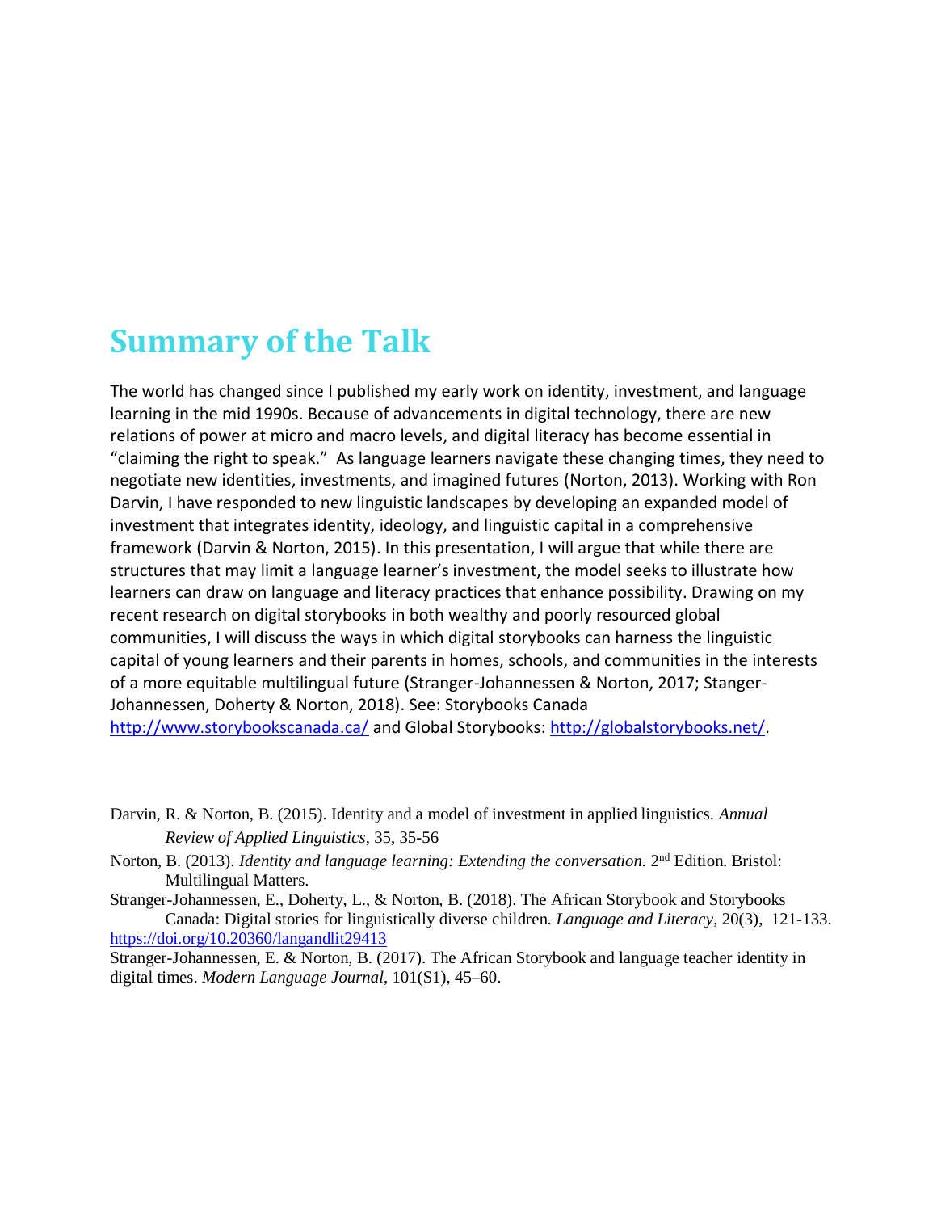# Summary of the Talk

The world has changed since I published my early work on identity, investment, and language learning in the mid 1990s. Because of advancements in digital technology, there are new relations of power at micro and macro levels, and digital literacy has become essential in "claiming the right to speak." As language learners navigate these changing times, they need to negotiate new identities, investments, and imagined futures (Norton, 2013). Working with Ron Darvin, I have responded to new linguistic landscapes by developing an expanded model of investment that integrates identity, ideology, and linguistic capital in a comprehensive framework (Darvin & Norton, 2015). In this presentation, I will argue that while there are structures that may limit a language learner's investment, the model seeks to illustrate how learners can draw on language and literacy practices that enhance possibility. Drawing on my recent research on digital storybooks in both wealthy and poorly resourced global communities, I will discuss the ways in which digital storybooks can harness the linguistic capital of young learners and their parents in homes, schools, and communities in the interests of a more equitable multilingual future (Stranger-Johannessen & Norton, 2017; Stanger-Johannessen, Doherty & Norton, 2018). See: Storybooks Canada http://www.storybookscanada.ca/ and Global Storybooks: http://globalstorybooks.net/.

Darvin, R. & Norton, B. (2015). Identity and a model of investment in applied linguistics. *Annual Review of Applied Linguistics*, 35, 35-56

Norton, B. (2013). *Identity and language learning: Extending the conversation.* 2nd Edition. Bristol: Multilingual Matters.

Stranger-Johannessen, E., Doherty, L., & Norton, B. (2018). The African Storybook and Storybooks Canada: Digital stories for linguistically diverse children. *Language and Literacy*, 20(3), 121-133. https://doi.org/10.20360/langandlit29413

Stranger-Johannessen, E. & Norton, B. (2017). The African Storybook and language teacher identity in digital times. *Modern Language Journal*, 101(S1), 45–60.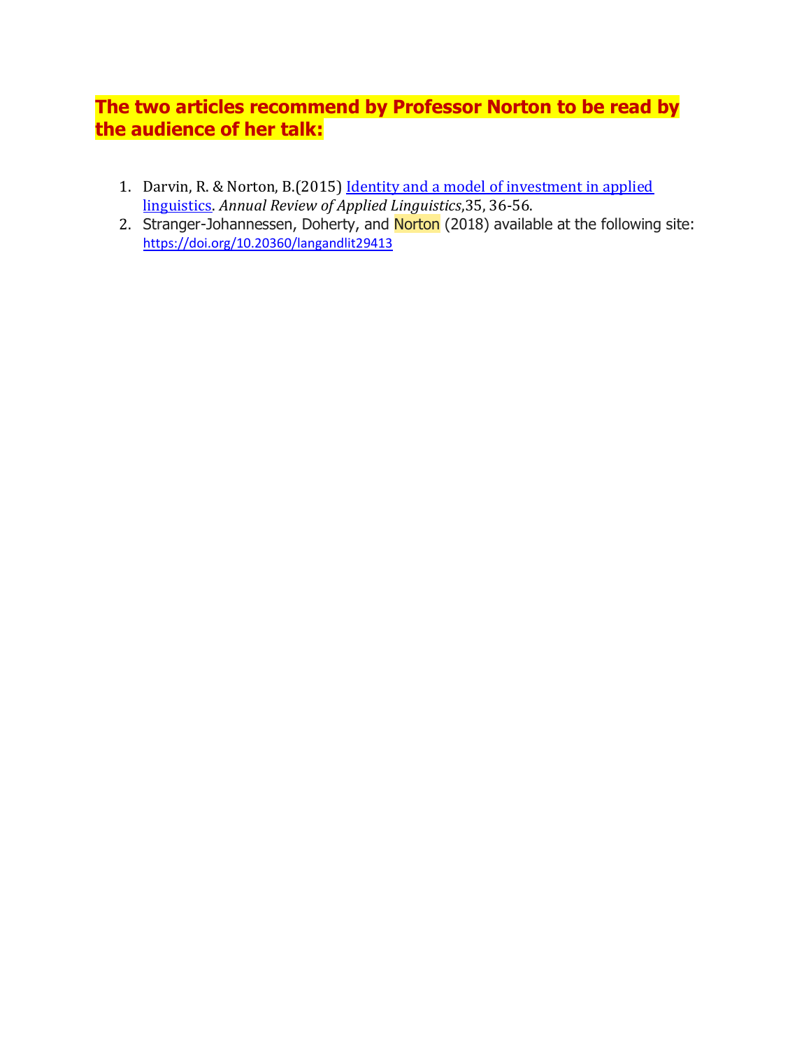## **The two articles recommend by Professor Norton to be read by the audience of her talk:**

1. Darvin, R. & Norton, B.(2015) [Identity and a model of investment in applied linguistics](). *Annual Review of Applied Linguistics*,35, 36-56.
2. Stranger-Johannessen, Doherty, and Norton (2018) available at the following site: https://doi.org/10.20360/langandlit29413